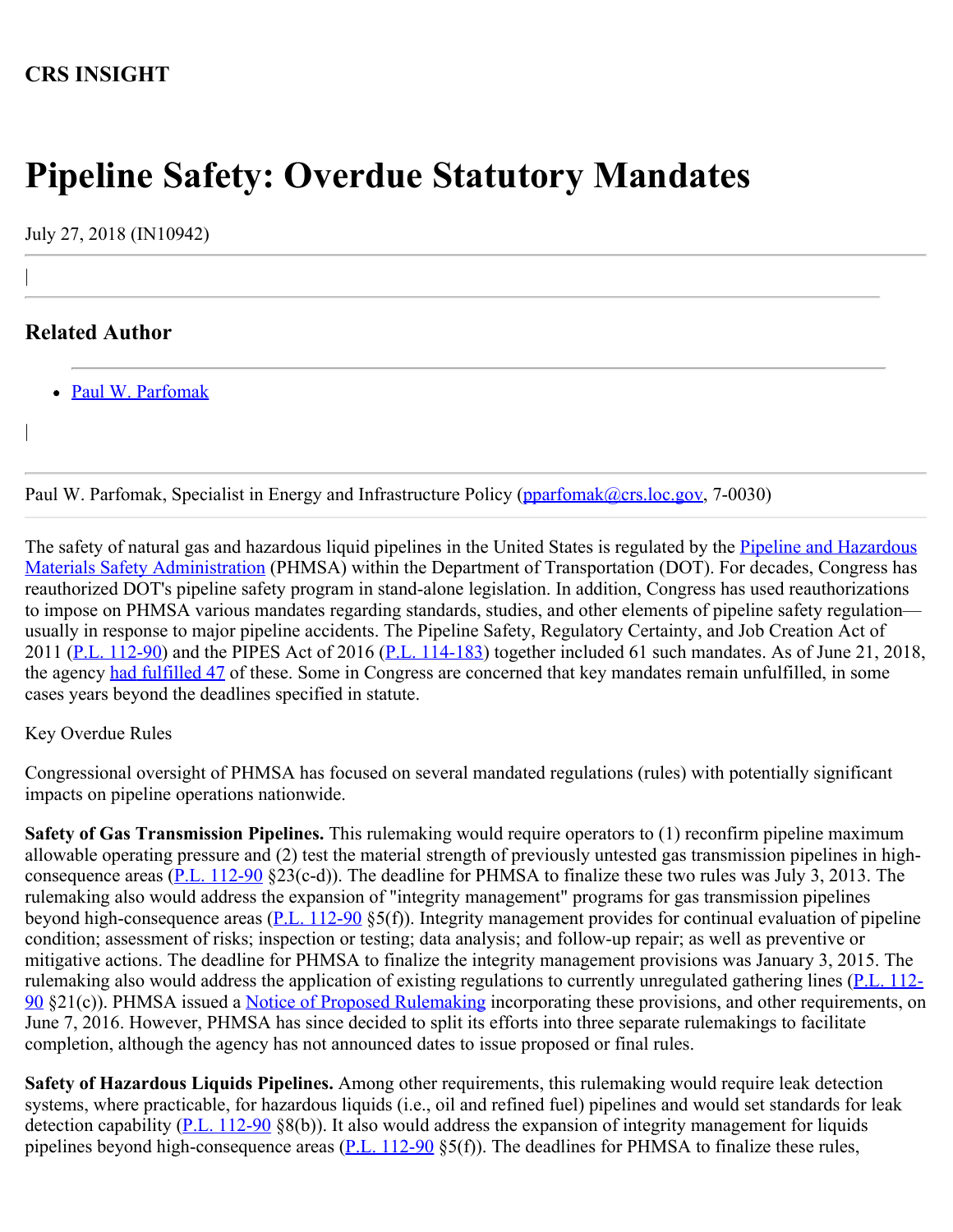**CRS INSIGHT**

# Pipeline Safety: Overdue Statutory Mandates

July 27, 2018 (IN10942)

## Related Author

- Paul W. Parfomak

Paul W. Parfomak, Specialist in Energy and Infrastructure Policy (pparfomak@crs.loc.gov, 7-0030)

The safety of natural gas and hazardous liquid pipelines in the United States is regulated by the Pipeline and Hazardous Materials Safety Administration (PHMSA) within the Department of Transportation (DOT). For decades, Congress has reauthorized DOT's pipeline safety program in stand-alone legislation. In addition, Congress has used reauthorizations to impose on PHMSA various mandates regarding standards, studies, and other elements of pipeline safety regulation—usually in response to major pipeline accidents. The Pipeline Safety, Regulatory Certainty, and Job Creation Act of 2011 (P.L. 112-90) and the PIPES Act of 2016 (P.L. 114-183) together included 61 such mandates. As of June 21, 2018, the agency had fulfilled 47 of these. Some in Congress are concerned that key mandates remain unfulfilled, in some cases years beyond the deadlines specified in statute.

Key Overdue Rules

Congressional oversight of PHMSA has focused on several mandated regulations (rules) with potentially significant impacts on pipeline operations nationwide.

**Safety of Gas Transmission Pipelines.** This rulemaking would require operators to (1) reconfirm pipeline maximum allowable operating pressure and (2) test the material strength of previously untested gas transmission pipelines in high-consequence areas (P.L. 112-90 §23(c-d)). The deadline for PHMSA to finalize these two rules was July 3, 2013. The rulemaking also would address the expansion of "integrity management" programs for gas transmission pipelines beyond high-consequence areas (P.L. 112-90 §5(f)). Integrity management provides for continual evaluation of pipeline condition; assessment of risks; inspection or testing; data analysis; and follow-up repair; as well as preventive or mitigative actions. The deadline for PHMSA to finalize the integrity management provisions was January 3, 2015. The rulemaking also would address the application of existing regulations to currently unregulated gathering lines (P.L. 112-90 §21(c)). PHMSA issued a Notice of Proposed Rulemaking incorporating these provisions, and other requirements, on June 7, 2016. However, PHMSA has since decided to split its efforts into three separate rulemakings to facilitate completion, although the agency has not announced dates to issue proposed or final rules.

**Safety of Hazardous Liquids Pipelines.** Among other requirements, this rulemaking would require leak detection systems, where practicable, for hazardous liquids (i.e., oil and refined fuel) pipelines and would set standards for leak detection capability (P.L. 112-90 §8(b)). It also would address the expansion of integrity management for liquids pipelines beyond high-consequence areas (P.L. 112-90 §5(f)). The deadlines for PHMSA to finalize these rules,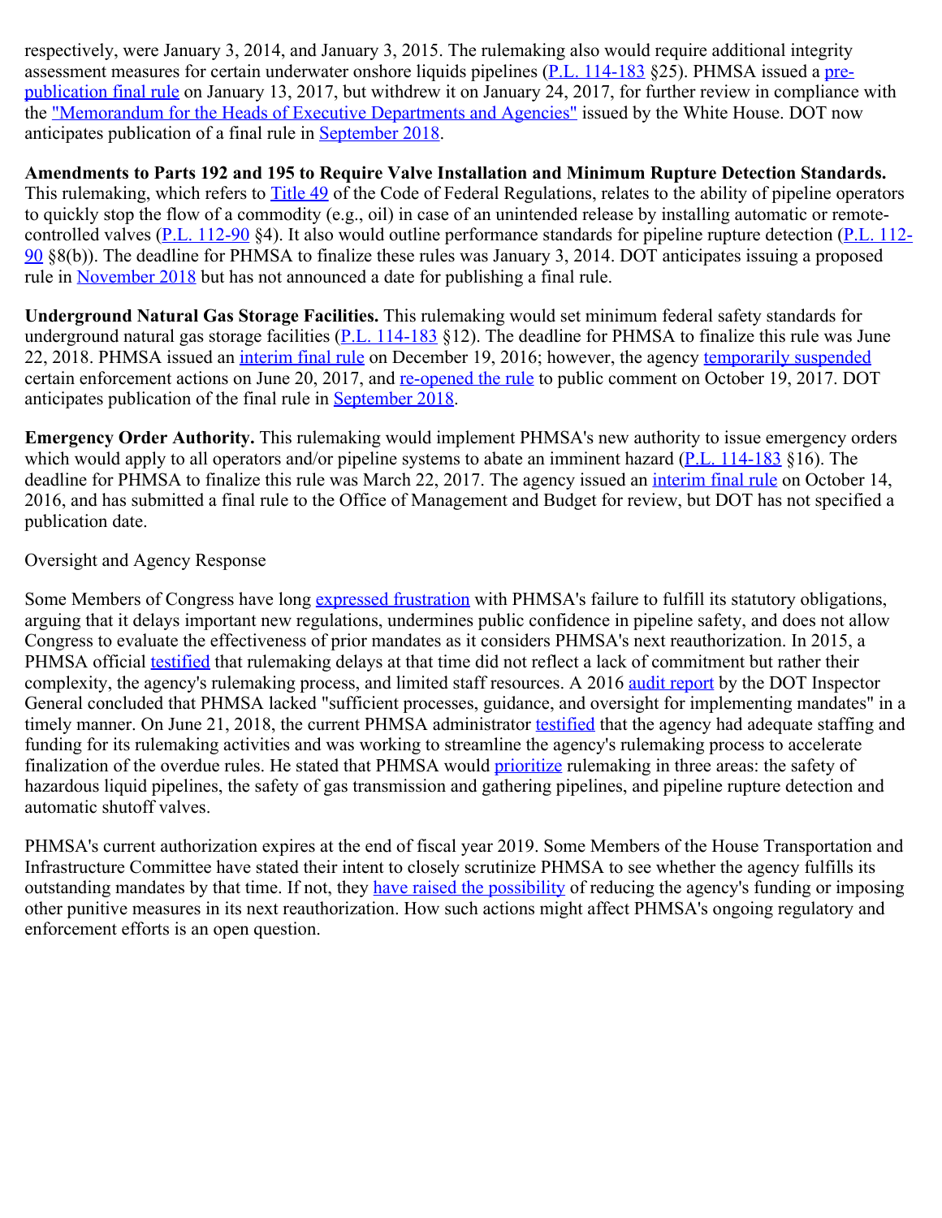respectively, were January 3, 2014, and January 3, 2015. The rulemaking also would require additional integrity assessment measures for certain underwater onshore liquids pipelines (P.L. 114-183 §25). PHMSA issued a pre-publication final rule on January 13, 2017, but withdrew it on January 24, 2017, for further review in compliance with the "Memorandum for the Heads of Executive Departments and Agencies" issued by the White House. DOT now anticipates publication of a final rule in September 2018.

**Amendments to Parts 192 and 195 to Require Valve Installation and Minimum Rupture Detection Standards.** This rulemaking, which refers to Title 49 of the Code of Federal Regulations, relates to the ability of pipeline operators to quickly stop the flow of a commodity (e.g., oil) in case of an unintended release by installing automatic or remote-controlled valves (P.L. 112-90 §4). It also would outline performance standards for pipeline rupture detection (P.L. 112-90 §8(b)). The deadline for PHMSA to finalize these rules was January 3, 2014. DOT anticipates issuing a proposed rule in November 2018 but has not announced a date for publishing a final rule.

**Underground Natural Gas Storage Facilities.** This rulemaking would set minimum federal safety standards for underground natural gas storage facilities (P.L. 114-183 §12). The deadline for PHMSA to finalize this rule was June 22, 2018. PHMSA issued an interim final rule on December 19, 2016; however, the agency temporarily suspended certain enforcement actions on June 20, 2017, and re-opened the rule to public comment on October 19, 2017. DOT anticipates publication of the final rule in September 2018.

**Emergency Order Authority.** This rulemaking would implement PHMSA's new authority to issue emergency orders which would apply to all operators and/or pipeline systems to abate an imminent hazard (P.L. 114-183 §16). The deadline for PHMSA to finalize this rule was March 22, 2017. The agency issued an interim final rule on October 14, 2016, and has submitted a final rule to the Office of Management and Budget for review, but DOT has not specified a publication date.

## Oversight and Agency Response

Some Members of Congress have long expressed frustration with PHMSA's failure to fulfill its statutory obligations, arguing that it delays important new regulations, undermines public confidence in pipeline safety, and does not allow Congress to evaluate the effectiveness of prior mandates as it considers PHMSA's next reauthorization. In 2015, a PHMSA official testified that rulemaking delays at that time did not reflect a lack of commitment but rather their complexity, the agency's rulemaking process, and limited staff resources. A 2016 audit report by the DOT Inspector General concluded that PHMSA lacked "sufficient processes, guidance, and oversight for implementing mandates" in a timely manner. On June 21, 2018, the current PHMSA administrator testified that the agency had adequate staffing and funding for its rulemaking activities and was working to streamline the agency's rulemaking process to accelerate finalization of the overdue rules. He stated that PHMSA would prioritize rulemaking in three areas: the safety of hazardous liquid pipelines, the safety of gas transmission and gathering pipelines, and pipeline rupture detection and automatic shutoff valves.

PHMSA's current authorization expires at the end of fiscal year 2019. Some Members of the House Transportation and Infrastructure Committee have stated their intent to closely scrutinize PHMSA to see whether the agency fulfills its outstanding mandates by that time. If not, they have raised the possibility of reducing the agency's funding or imposing other punitive measures in its next reauthorization. How such actions might affect PHMSA's ongoing regulatory and enforcement efforts is an open question.